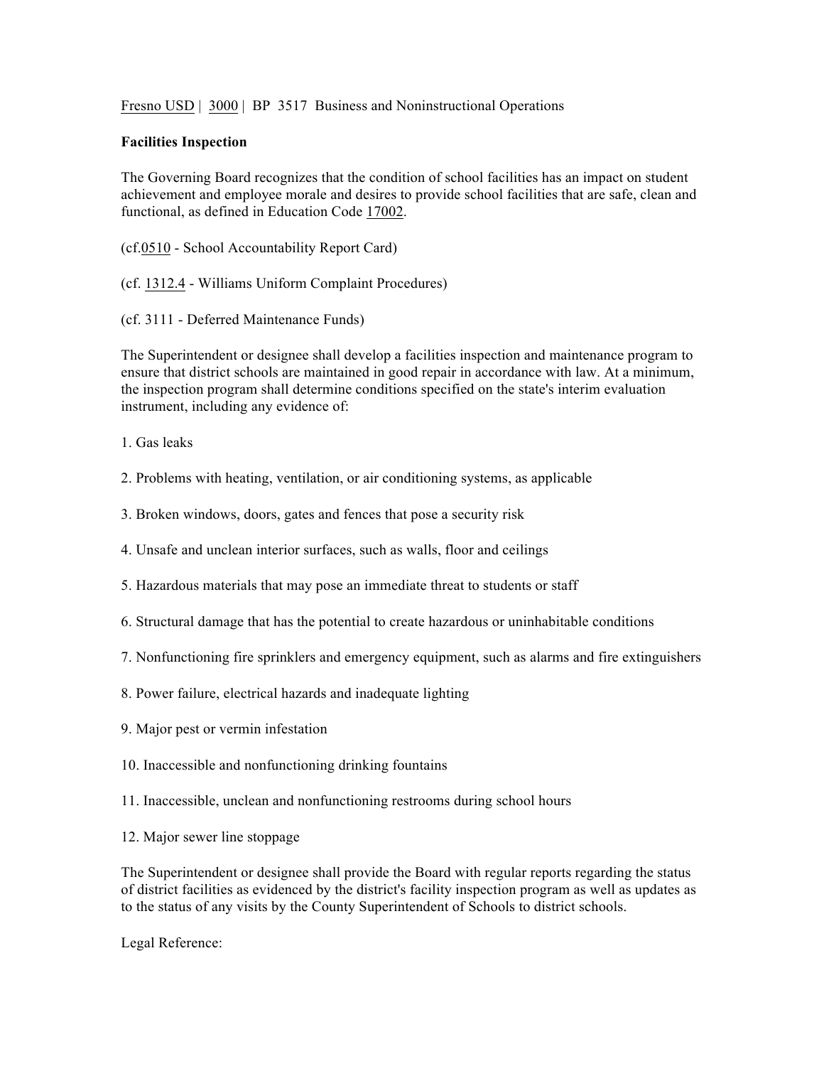Fresno USD | 3000 | BP 3517 Business and Noninstructional Operations

**Facilities Inspection**

The Governing Board recognizes that the condition of school facilities has an impact on student achievement and employee morale and desires to provide school facilities that are safe, clean and functional, as defined in Education Code 17002.

(cf.0510 - School Accountability Report Card)

(cf. 1312.4 - Williams Uniform Complaint Procedures)

(cf. 3111 - Deferred Maintenance Funds)

The Superintendent or designee shall develop a facilities inspection and maintenance program to ensure that district schools are maintained in good repair in accordance with law. At a minimum, the inspection program shall determine conditions specified on the state's interim evaluation instrument, including any evidence of:

1. Gas leaks

2. Problems with heating, ventilation, or air conditioning systems, as applicable

3. Broken windows, doors, gates and fences that pose a security risk

4. Unsafe and unclean interior surfaces, such as walls, floor and ceilings

5. Hazardous materials that may pose an immediate threat to students or staff

6. Structural damage that has the potential to create hazardous or uninhabitable conditions

7. Nonfunctioning fire sprinklers and emergency equipment, such as alarms and fire extinguishers

8. Power failure, electrical hazards and inadequate lighting

9. Major pest or vermin infestation

10. Inaccessible and nonfunctioning drinking fountains

11. Inaccessible, unclean and nonfunctioning restrooms during school hours

12. Major sewer line stoppage

The Superintendent or designee shall provide the Board with regular reports regarding the status of district facilities as evidenced by the district's facility inspection program as well as updates as to the status of any visits by the County Superintendent of Schools to district schools.

Legal Reference: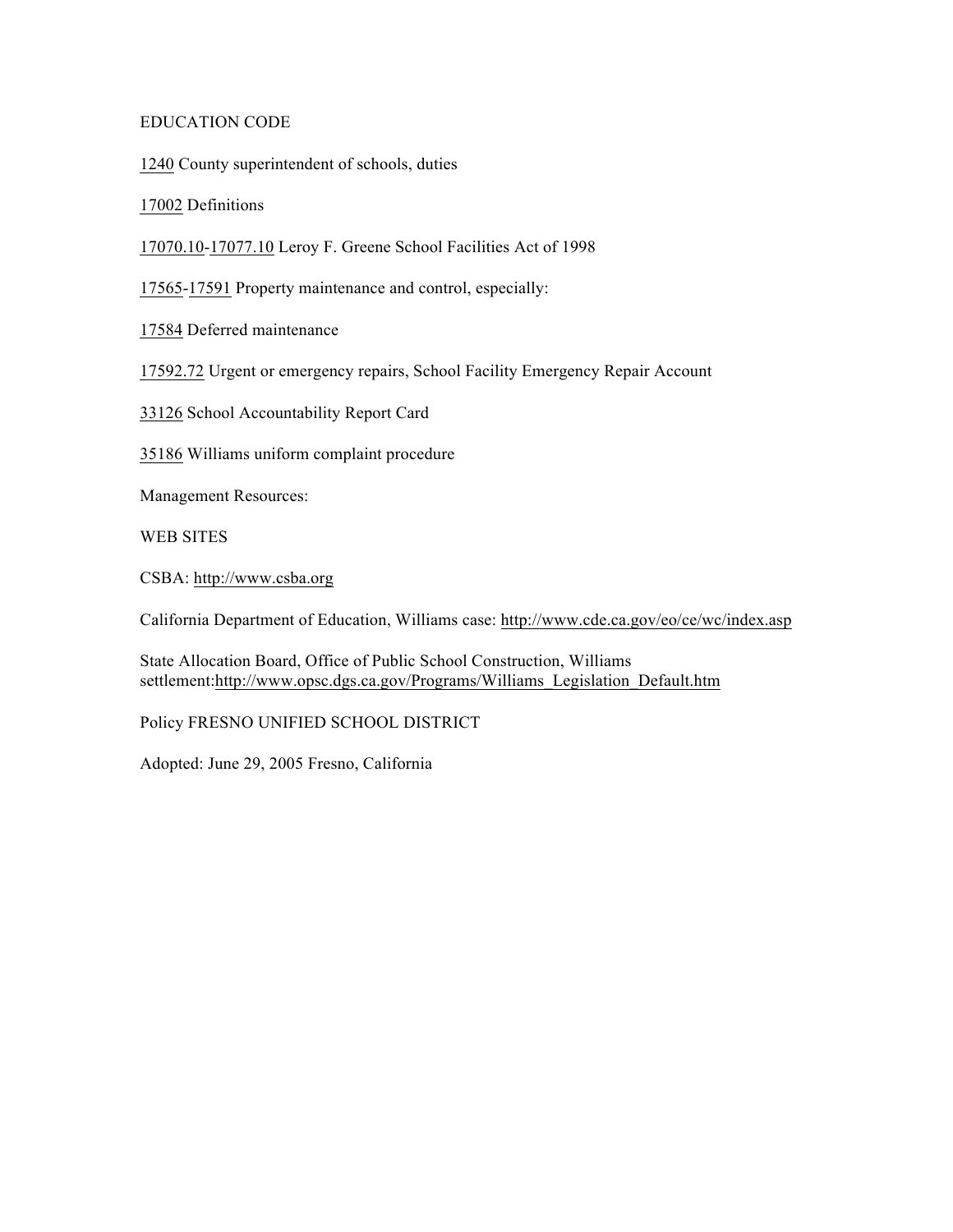EDUCATION CODE

1240 County superintendent of schools, duties

17002 Definitions

17070.10-17077.10 Leroy F. Greene School Facilities Act of 1998

17565-17591 Property maintenance and control, especially:

17584 Deferred maintenance

17592.72 Urgent or emergency repairs, School Facility Emergency Repair Account

33126 School Accountability Report Card

35186 Williams uniform complaint procedure

Management Resources:

WEB SITES

CSBA: http://www.csba.org

California Department of Education, Williams case: http://www.cde.ca.gov/eo/ce/wc/index.asp

State Allocation Board, Office of Public School Construction, Williams settlement:http://www.opsc.dgs.ca.gov/Programs/Williams_Legislation_Default.htm

Policy FRESNO UNIFIED SCHOOL DISTRICT

Adopted: June 29, 2005 Fresno, California